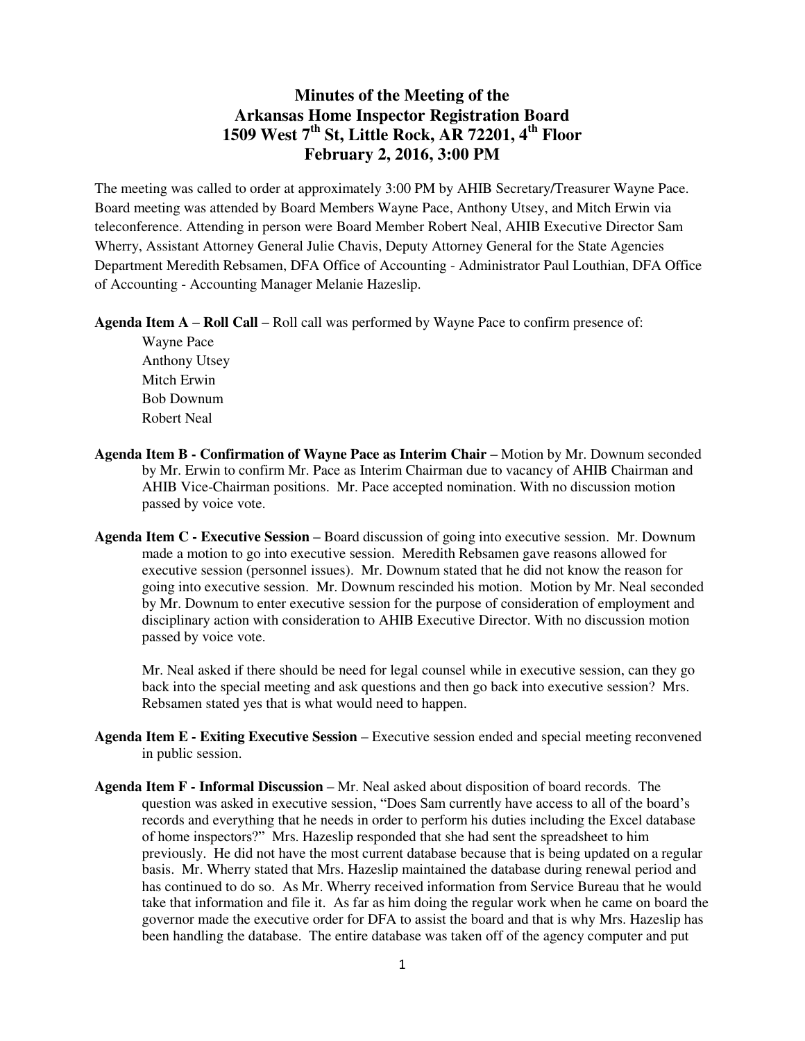# Minutes of the Meeting of the Arkansas Home Inspector Registration Board 1509 West 7th St, Little Rock, AR 72201, 4th Floor February 2, 2016, 3:00 PM

The meeting was called to order at approximately 3:00 PM by AHIB Secretary/Treasurer Wayne Pace. Board meeting was attended by Board Members Wayne Pace, Anthony Utsey, and Mitch Erwin via teleconference. Attending in person were Board Member Robert Neal, AHIB Executive Director Sam Wherry, Assistant Attorney General Julie Chavis, Deputy Attorney General for the State Agencies Department Meredith Rebsamen, DFA Office of Accounting - Administrator Paul Louthian, DFA Office of Accounting - Accounting Manager Melanie Hazeslip.

**Agenda Item A – Roll Call –** Roll call was performed by Wayne Pace to confirm presence of:

Wayne Pace
Anthony Utsey
Mitch Erwin
Bob Downum
Robert Neal

**Agenda Item B - Confirmation of Wayne Pace as Interim Chair –** Motion by Mr. Downum seconded by Mr. Erwin to confirm Mr. Pace as Interim Chairman due to vacancy of AHIB Chairman and AHIB Vice-Chairman positions. Mr. Pace accepted nomination. With no discussion motion passed by voice vote.

**Agenda Item C - Executive Session –** Board discussion of going into executive session. Mr. Downum made a motion to go into executive session. Meredith Rebsamen gave reasons allowed for executive session (personnel issues). Mr. Downum stated that he did not know the reason for going into executive session. Mr. Downum rescinded his motion. Motion by Mr. Neal seconded by Mr. Downum to enter executive session for the purpose of consideration of employment and disciplinary action with consideration to AHIB Executive Director. With no discussion motion passed by voice vote.

Mr. Neal asked if there should be need for legal counsel while in executive session, can they go back into the special meeting and ask questions and then go back into executive session? Mrs. Rebsamen stated yes that is what would need to happen.

**Agenda Item E - Exiting Executive Session –** Executive session ended and special meeting reconvened in public session.

**Agenda Item F - Informal Discussion –** Mr. Neal asked about disposition of board records. The question was asked in executive session, "Does Sam currently have access to all of the board's records and everything that he needs in order to perform his duties including the Excel database of home inspectors?" Mrs. Hazeslip responded that she had sent the spreadsheet to him previously. He did not have the most current database because that is being updated on a regular basis. Mr. Wherry stated that Mrs. Hazeslip maintained the database during renewal period and has continued to do so. As Mr. Wherry received information from Service Bureau that he would take that information and file it. As far as him doing the regular work when he came on board the governor made the executive order for DFA to assist the board and that is why Mrs. Hazeslip has been handling the database. The entire database was taken off of the agency computer and put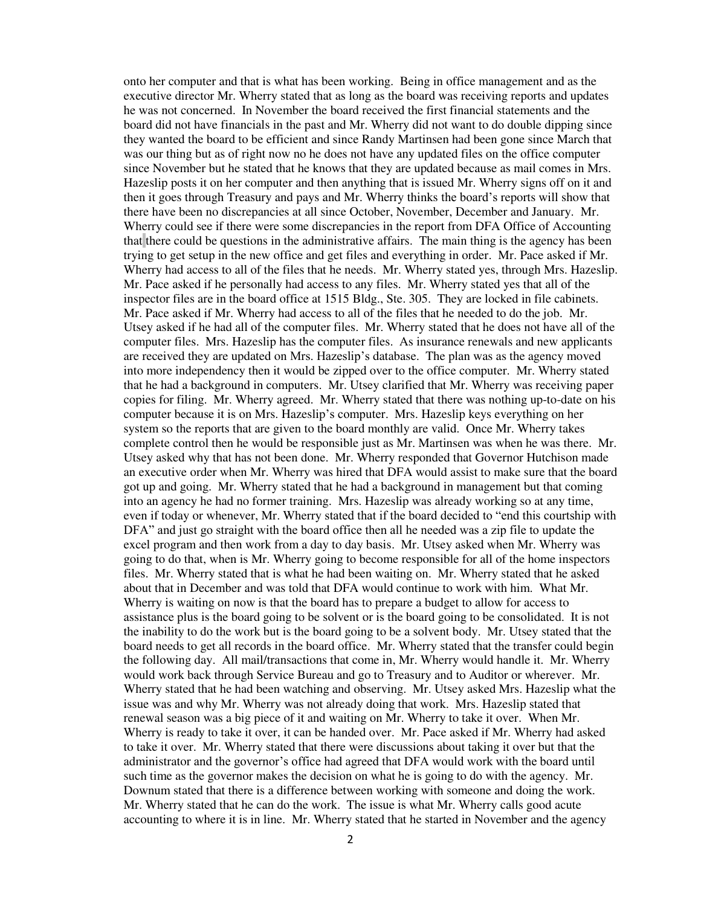onto her computer and that is what has been working. Being in office management and as the executive director Mr. Wherry stated that as long as the board was receiving reports and updates he was not concerned. In November the board received the first financial statements and the board did not have financials in the past and Mr. Wherry did not want to do double dipping since they wanted the board to be efficient and since Randy Martinsen had been gone since March that was our thing but as of right now no he does not have any updated files on the office computer since November but he stated that he knows that they are updated because as mail comes in Mrs. Hazeslip posts it on her computer and then anything that is issued Mr. Wherry signs off on it and then it goes through Treasury and pays and Mr. Wherry thinks the board's reports will show that there have been no discrepancies at all since October, November, December and January. Mr. Wherry could see if there were some discrepancies in the report from DFA Office of Accounting that there could be questions in the administrative affairs. The main thing is the agency has been trying to get setup in the new office and get files and everything in order. Mr. Pace asked if Mr. Wherry had access to all of the files that he needs. Mr. Wherry stated yes, through Mrs. Hazeslip. Mr. Pace asked if he personally had access to any files. Mr. Wherry stated yes that all of the inspector files are in the board office at 1515 Bldg., Ste. 305. They are locked in file cabinets. Mr. Pace asked if Mr. Wherry had access to all of the files that he needed to do the job. Mr. Utsey asked if he had all of the computer files. Mr. Wherry stated that he does not have all of the computer files. Mrs. Hazeslip has the computer files. As insurance renewals and new applicants are received they are updated on Mrs. Hazeslip's database. The plan was as the agency moved into more independency then it would be zipped over to the office computer. Mr. Wherry stated that he had a background in computers. Mr. Utsey clarified that Mr. Wherry was receiving paper copies for filing. Mr. Wherry agreed. Mr. Wherry stated that there was nothing up-to-date on his computer because it is on Mrs. Hazeslip's computer. Mrs. Hazeslip keys everything on her system so the reports that are given to the board monthly are valid. Once Mr. Wherry takes complete control then he would be responsible just as Mr. Martinsen was when he was there. Mr. Utsey asked why that has not been done. Mr. Wherry responded that Governor Hutchison made an executive order when Mr. Wherry was hired that DFA would assist to make sure that the board got up and going. Mr. Wherry stated that he had a background in management but that coming into an agency he had no former training. Mrs. Hazeslip was already working so at any time, even if today or whenever, Mr. Wherry stated that if the board decided to "end this courtship with DFA" and just go straight with the board office then all he needed was a zip file to update the excel program and then work from a day to day basis. Mr. Utsey asked when Mr. Wherry was going to do that, when is Mr. Wherry going to become responsible for all of the home inspectors files. Mr. Wherry stated that is what he had been waiting on. Mr. Wherry stated that he asked about that in December and was told that DFA would continue to work with him. What Mr. Wherry is waiting on now is that the board has to prepare a budget to allow for access to assistance plus is the board going to be solvent or is the board going to be consolidated. It is not the inability to do the work but is the board going to be a solvent body. Mr. Utsey stated that the board needs to get all records in the board office. Mr. Wherry stated that the transfer could begin the following day. All mail/transactions that come in, Mr. Wherry would handle it. Mr. Wherry would work back through Service Bureau and go to Treasury and to Auditor or wherever. Mr. Wherry stated that he had been watching and observing. Mr. Utsey asked Mrs. Hazeslip what the issue was and why Mr. Wherry was not already doing that work. Mrs. Hazeslip stated that renewal season was a big piece of it and waiting on Mr. Wherry to take it over. When Mr. Wherry is ready to take it over, it can be handed over. Mr. Pace asked if Mr. Wherry had asked to take it over. Mr. Wherry stated that there were discussions about taking it over but that the administrator and the governor's office had agreed that DFA would work with the board until such time as the governor makes the decision on what he is going to do with the agency. Mr. Downum stated that there is a difference between working with someone and doing the work. Mr. Wherry stated that he can do the work. The issue is what Mr. Wherry calls good acute accounting to where it is in line. Mr. Wherry stated that he started in November and the agency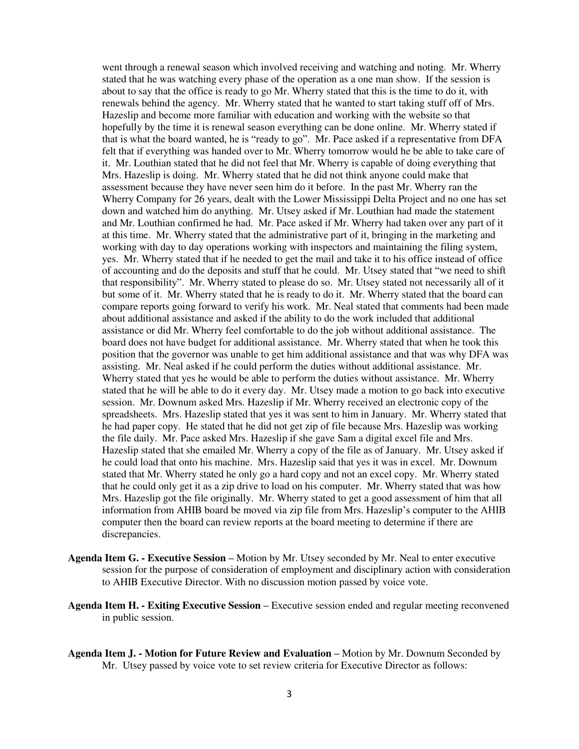went through a renewal season which involved receiving and watching and noting. Mr. Wherry stated that he was watching every phase of the operation as a one man show. If the session is about to say that the office is ready to go Mr. Wherry stated that this is the time to do it, with renewals behind the agency. Mr. Wherry stated that he wanted to start taking stuff off of Mrs. Hazeslip and become more familiar with education and working with the website so that hopefully by the time it is renewal season everything can be done online. Mr. Wherry stated if that is what the board wanted, he is "ready to go". Mr. Pace asked if a representative from DFA felt that if everything was handed over to Mr. Wherry tomorrow would he be able to take care of it. Mr. Louthian stated that he did not feel that Mr. Wherry is capable of doing everything that Mrs. Hazeslip is doing. Mr. Wherry stated that he did not think anyone could make that assessment because they have never seen him do it before. In the past Mr. Wherry ran the Wherry Company for 26 years, dealt with the Lower Mississippi Delta Project and no one has set down and watched him do anything. Mr. Utsey asked if Mr. Louthian had made the statement and Mr. Louthian confirmed he had. Mr. Pace asked if Mr. Wherry had taken over any part of it at this time. Mr. Wherry stated that the administrative part of it, bringing in the marketing and working with day to day operations working with inspectors and maintaining the filing system, yes. Mr. Wherry stated that if he needed to get the mail and take it to his office instead of office of accounting and do the deposits and stuff that he could. Mr. Utsey stated that "we need to shift that responsibility". Mr. Wherry stated to please do so. Mr. Utsey stated not necessarily all of it but some of it. Mr. Wherry stated that he is ready to do it. Mr. Wherry stated that the board can compare reports going forward to verify his work. Mr. Neal stated that comments had been made about additional assistance and asked if the ability to do the work included that additional assistance or did Mr. Wherry feel comfortable to do the job without additional assistance. The board does not have budget for additional assistance. Mr. Wherry stated that when he took this position that the governor was unable to get him additional assistance and that was why DFA was assisting. Mr. Neal asked if he could perform the duties without additional assistance. Mr. Wherry stated that yes he would be able to perform the duties without assistance. Mr. Wherry stated that he will be able to do it every day. Mr. Utsey made a motion to go back into executive session. Mr. Downum asked Mrs. Hazeslip if Mr. Wherry received an electronic copy of the spreadsheets. Mrs. Hazeslip stated that yes it was sent to him in January. Mr. Wherry stated that he had paper copy. He stated that he did not get zip of file because Mrs. Hazeslip was working the file daily. Mr. Pace asked Mrs. Hazeslip if she gave Sam a digital excel file and Mrs. Hazeslip stated that she emailed Mr. Wherry a copy of the file as of January. Mr. Utsey asked if he could load that onto his machine. Mrs. Hazeslip said that yes it was in excel. Mr. Downum stated that Mr. Wherry stated he only go a hard copy and not an excel copy. Mr. Wherry stated that he could only get it as a zip drive to load on his computer. Mr. Wherry stated that was how Mrs. Hazeslip got the file originally. Mr. Wherry stated to get a good assessment of him that all information from AHIB board be moved via zip file from Mrs. Hazeslip's computer to the AHIB computer then the board can review reports at the board meeting to determine if there are discrepancies.

**Agenda Item G. - Executive Session –** Motion by Mr. Utsey seconded by Mr. Neal to enter executive session for the purpose of consideration of employment and disciplinary action with consideration to AHIB Executive Director. With no discussion motion passed by voice vote.

**Agenda Item H. - Exiting Executive Session –** Executive session ended and regular meeting reconvened in public session.

**Agenda Item J. - Motion for Future Review and Evaluation –** Motion by Mr. Downum Seconded by Mr. Utsey passed by voice vote to set review criteria for Executive Director as follows: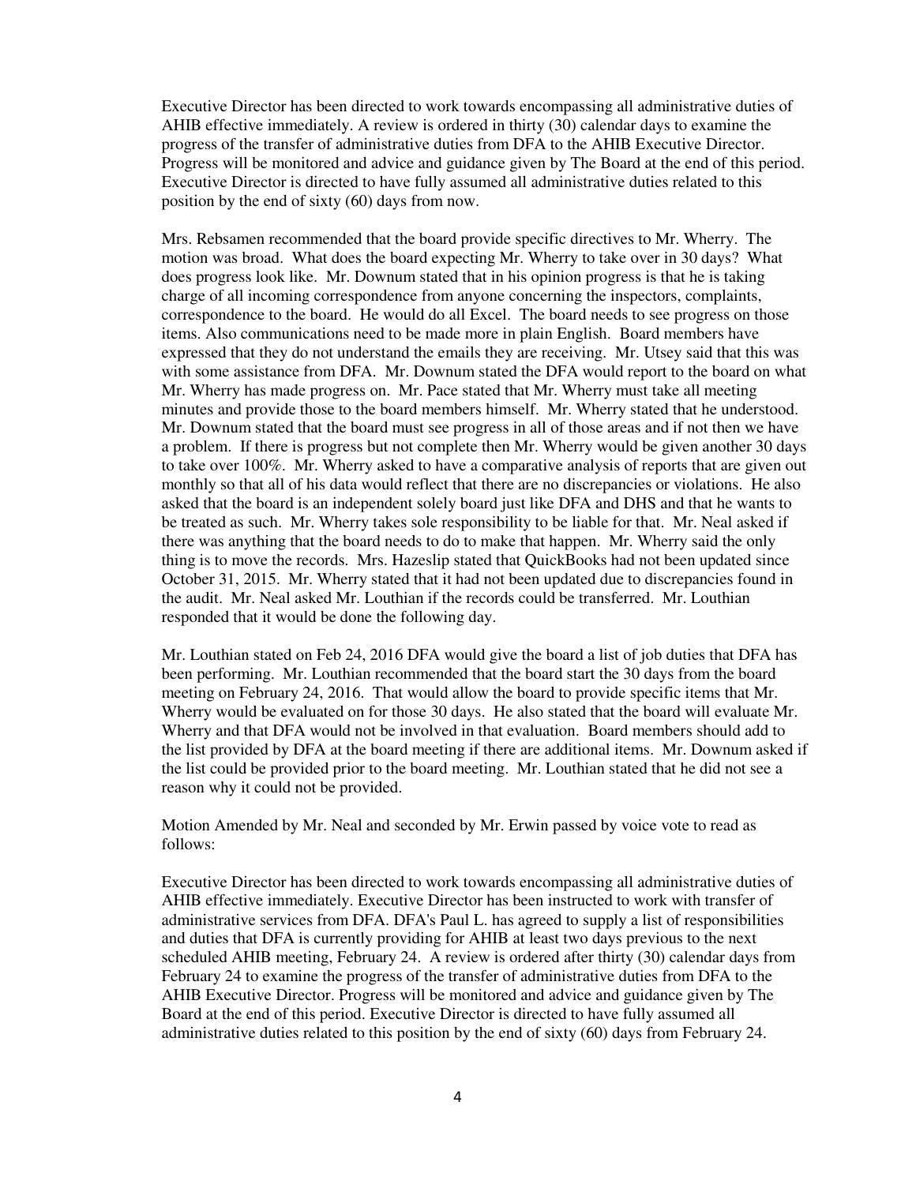Executive Director has been directed to work towards encompassing all administrative duties of AHIB effective immediately. A review is ordered in thirty (30) calendar days to examine the progress of the transfer of administrative duties from DFA to the AHIB Executive Director. Progress will be monitored and advice and guidance given by The Board at the end of this period. Executive Director is directed to have fully assumed all administrative duties related to this position by the end of sixty (60) days from now.

Mrs. Rebsamen recommended that the board provide specific directives to Mr. Wherry. The motion was broad. What does the board expecting Mr. Wherry to take over in 30 days? What does progress look like. Mr. Downum stated that in his opinion progress is that he is taking charge of all incoming correspondence from anyone concerning the inspectors, complaints, correspondence to the board. He would do all Excel. The board needs to see progress on those items. Also communications need to be made more in plain English. Board members have expressed that they do not understand the emails they are receiving. Mr. Utsey said that this was with some assistance from DFA. Mr. Downum stated the DFA would report to the board on what Mr. Wherry has made progress on. Mr. Pace stated that Mr. Wherry must take all meeting minutes and provide those to the board members himself. Mr. Wherry stated that he understood. Mr. Downum stated that the board must see progress in all of those areas and if not then we have a problem. If there is progress but not complete then Mr. Wherry would be given another 30 days to take over 100%. Mr. Wherry asked to have a comparative analysis of reports that are given out monthly so that all of his data would reflect that there are no discrepancies or violations. He also asked that the board is an independent solely board just like DFA and DHS and that he wants to be treated as such. Mr. Wherry takes sole responsibility to be liable for that. Mr. Neal asked if there was anything that the board needs to do to make that happen. Mr. Wherry said the only thing is to move the records. Mrs. Hazeslip stated that QuickBooks had not been updated since October 31, 2015. Mr. Wherry stated that it had not been updated due to discrepancies found in the audit. Mr. Neal asked Mr. Louthian if the records could be transferred. Mr. Louthian responded that it would be done the following day.

Mr. Louthian stated on Feb 24, 2016 DFA would give the board a list of job duties that DFA has been performing. Mr. Louthian recommended that the board start the 30 days from the board meeting on February 24, 2016. That would allow the board to provide specific items that Mr. Wherry would be evaluated on for those 30 days. He also stated that the board will evaluate Mr. Wherry and that DFA would not be involved in that evaluation. Board members should add to the list provided by DFA at the board meeting if there are additional items. Mr. Downum asked if the list could be provided prior to the board meeting. Mr. Louthian stated that he did not see a reason why it could not be provided.

Motion Amended by Mr. Neal and seconded by Mr. Erwin passed by voice vote to read as follows:

Executive Director has been directed to work towards encompassing all administrative duties of AHIB effective immediately. Executive Director has been instructed to work with transfer of administrative services from DFA. DFA's Paul L. has agreed to supply a list of responsibilities and duties that DFA is currently providing for AHIB at least two days previous to the next scheduled AHIB meeting, February 24. A review is ordered after thirty (30) calendar days from February 24 to examine the progress of the transfer of administrative duties from DFA to the AHIB Executive Director. Progress will be monitored and advice and guidance given by The Board at the end of this period. Executive Director is directed to have fully assumed all administrative duties related to this position by the end of sixty (60) days from February 24.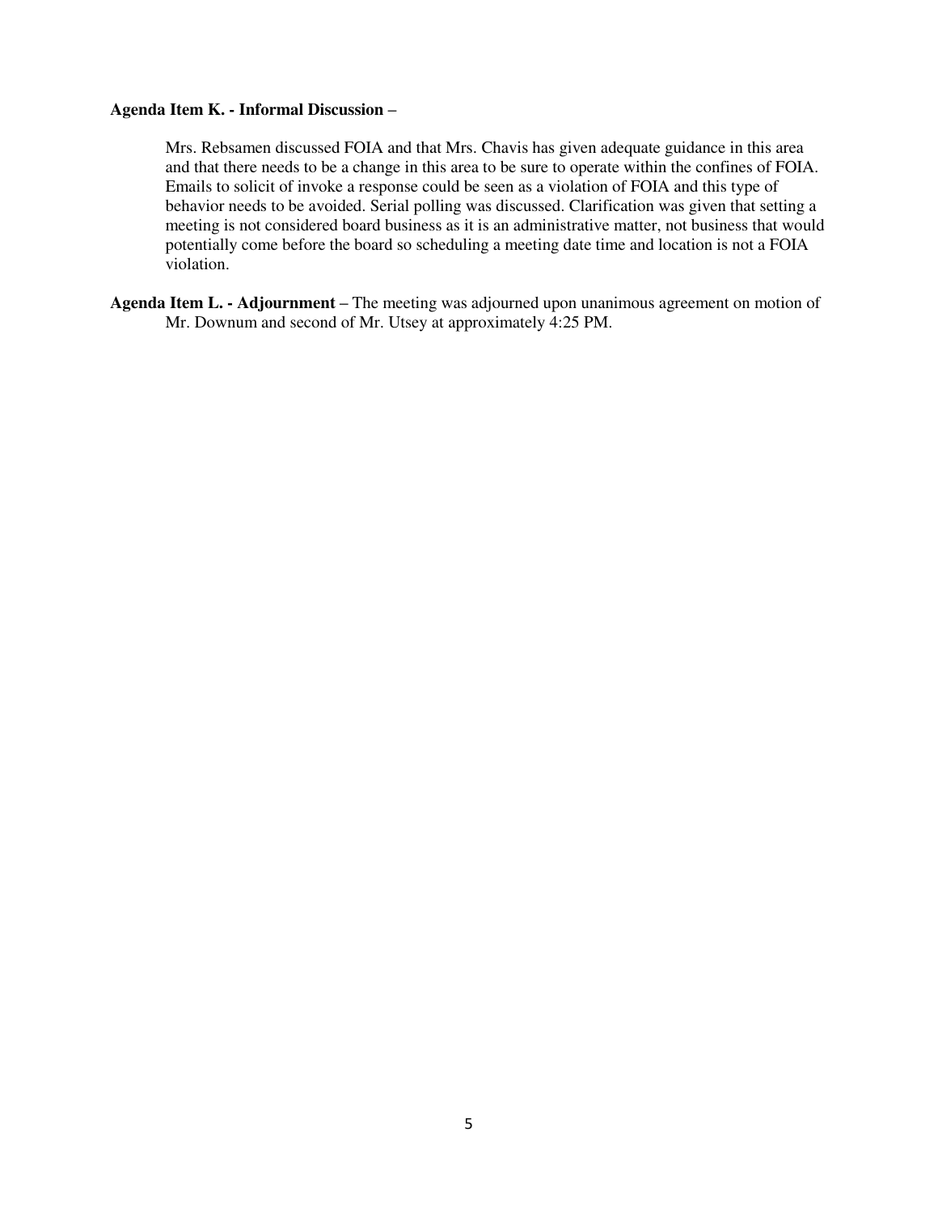**Agenda Item K. - Informal Discussion –**

Mrs. Rebsamen discussed FOIA and that Mrs. Chavis has given adequate guidance in this area and that there needs to be a change in this area to be sure to operate within the confines of FOIA. Emails to solicit of invoke a response could be seen as a violation of FOIA and this type of behavior needs to be avoided. Serial polling was discussed. Clarification was given that setting a meeting is not considered board business as it is an administrative matter, not business that would potentially come before the board so scheduling a meeting date time and location is not a FOIA violation.

**Agenda Item L. - Adjournment –** The meeting was adjourned upon unanimous agreement on motion of Mr. Downum and second of Mr. Utsey at approximately 4:25 PM.